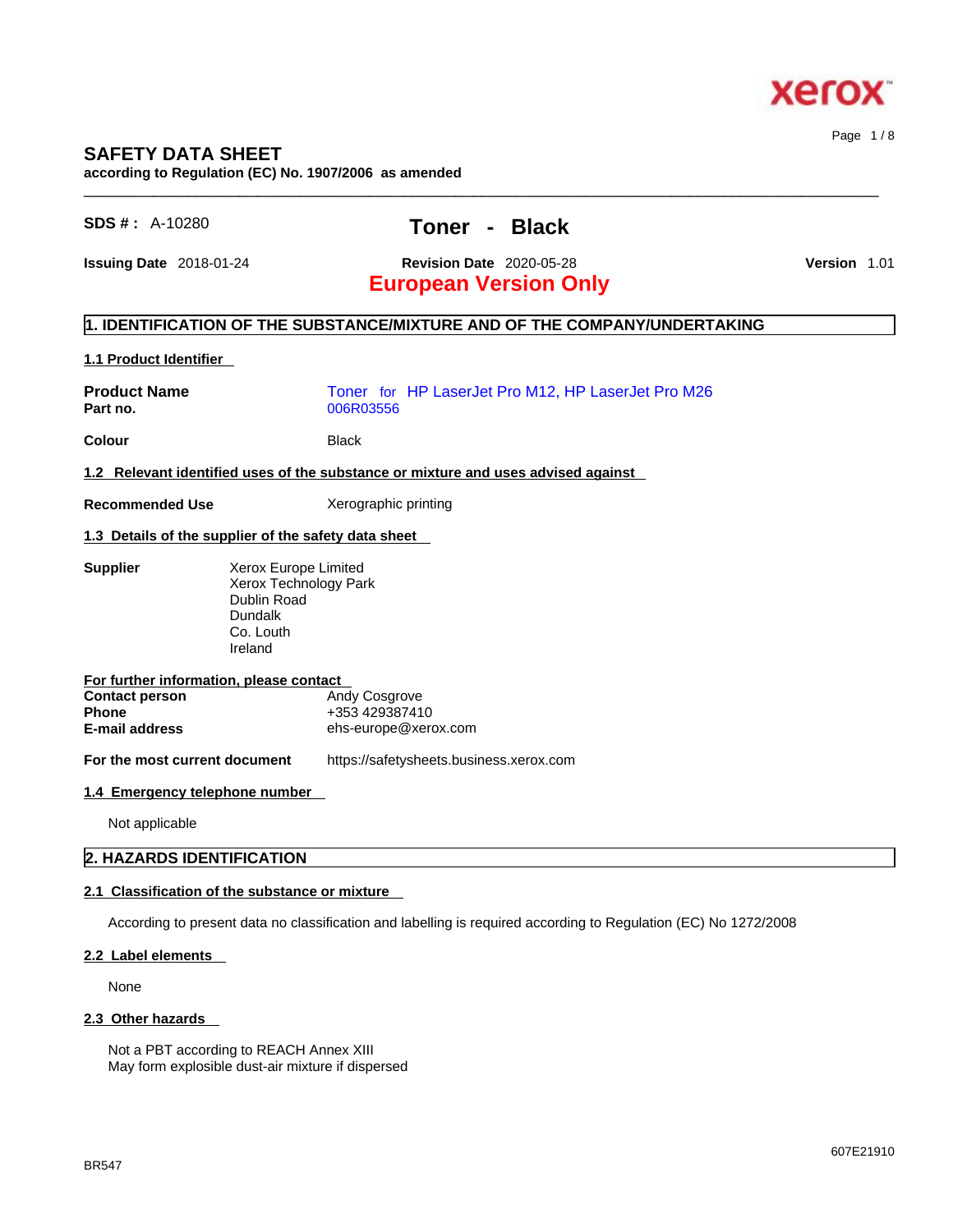# SAFETY DATA SHEET

**according to Regulation (EC) No. 1907/2006 as amended**

**SDS # :** A-10280

## Toner - Black

**Issuing Date** 2018-01-24 **Revision Date** 2020-05-28 **Version** 1.01

**European Version Only**

## 1. IDENTIFICATION OF THE SUBSTANCE/MIXTURE AND OF THE COMPANY/UNDERTAKING

### 1.1 Product Identifier

| | |
|---|---|
| **Product Name** | Toner for HP LaserJet Pro M12, HP LaserJet Pro M26 |
| **Part no.** | 006R03556 |
| **Colour** | Black |

### 1.2 Relevant identified uses of the substance or mixture and uses advised against

**Recommended Use** Xerographic printing

### 1.3 Details of the supplier of the safety data sheet

**Supplier**
Xerox Europe Limited
Xerox Technology Park
Dublin Road
Dundalk
Co. Louth
Ireland

**For further information, please contact**

| | |
|---|---|
| **Contact person** | Andy Cosgrove |
| **Phone** | +353 429387410 |
| **E-mail address** | ehs-europe@xerox.com |

**For the most current document** https://safetysheets.business.xerox.com

### 1.4 Emergency telephone number

Not applicable

## 2. HAZARDS IDENTIFICATION

### 2.1 Classification of the substance or mixture

According to present data no classification and labelling is required according to Regulation (EC) No 1272/2008

### 2.2 Label elements

None

### 2.3 Other hazards

Not a PBT according to REACH Annex XIII
May form explosible dust-air mixture if dispersed

BR547 607E21910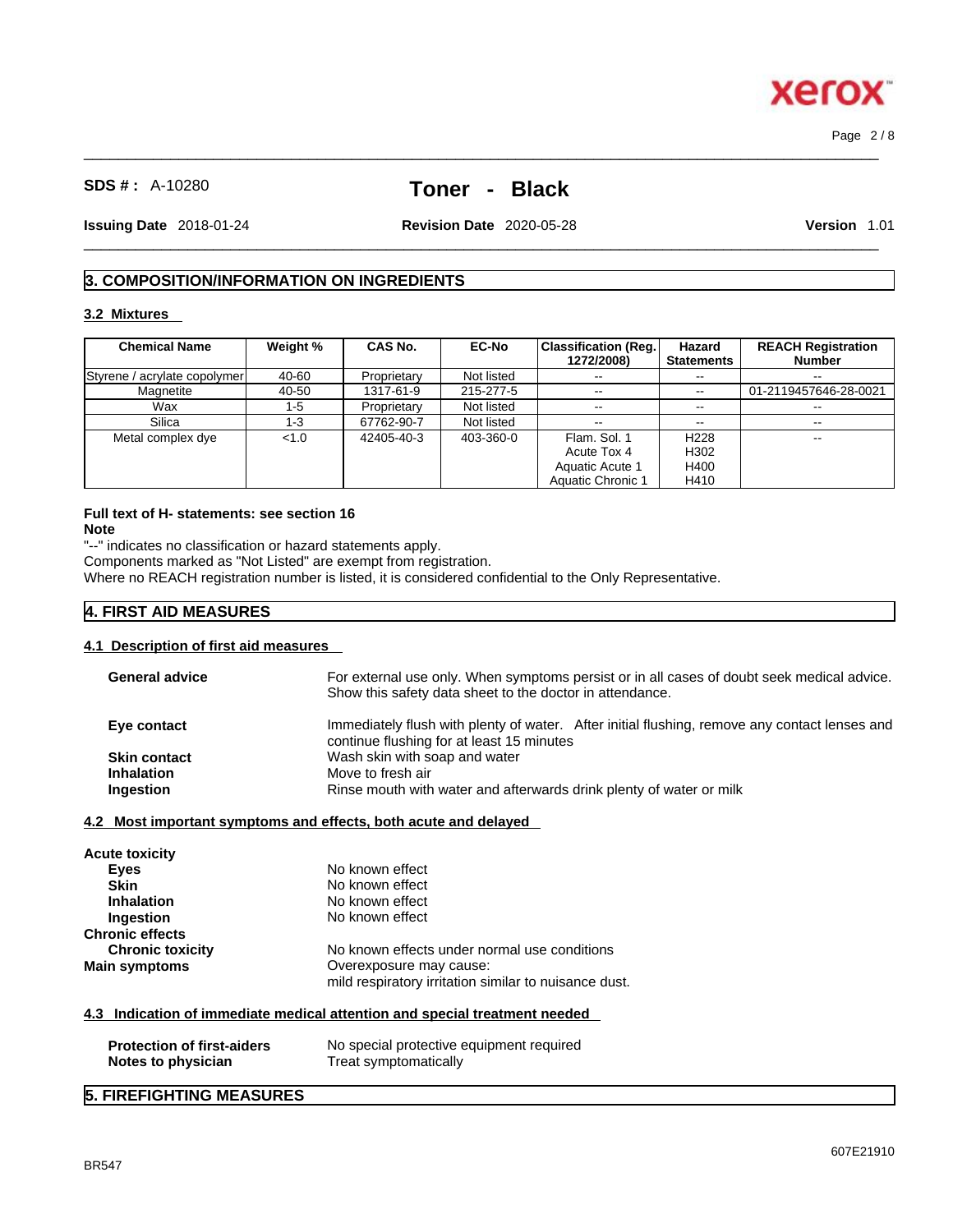## 3. COMPOSITION/INFORMATION ON INGREDIENTS

### 3.2 Mixtures

| Chemical Name | Weight % | CAS No. | EC-No | Classification (Reg. 1272/2008) | Hazard Statements | REACH Registration Number |
|---|---|---|---|---|---|---|
| Styrene / acrylate copolymer | 40-60 | Proprietary | Not listed | -- | -- | -- |
| Magnetite | 40-50 | 1317-61-9 | 215-277-5 | -- | -- | 01-2119457646-28-0021 |
| Wax | 1-5 | Proprietary | Not listed | -- | -- | -- |
| Silica | 1-3 | 67762-90-7 | Not listed | -- | -- | -- |
| Metal complex dye | <1.0 | 42405-40-3 | 403-360-0 | Flam. Sol. 1<br>Acute Tox 4<br>Aquatic Acute 1<br>Aquatic Chronic 1 | H228<br>H302<br>H400<br>H410 | -- |

**Full text of H- statements: see section 16**

**Note**

"--" indicates no classification or hazard statements apply.
Components marked as "Not Listed" are exempt from registration.
Where no REACH registration number is listed, it is considered confidential to the Only Representative.

## 4. FIRST AID MEASURES

### 4.1 Description of first aid measures

**General advice** — For external use only. When symptoms persist or in all cases of doubt seek medical advice. Show this safety data sheet to the doctor in attendance.

**Eye contact** — Immediately flush with plenty of water. After initial flushing, remove any contact lenses and continue flushing for at least 15 minutes

**Skin contact** — Wash skin with soap and water

**Inhalation** — Move to fresh air

**Ingestion** — Rinse mouth with water and afterwards drink plenty of water or milk

### 4.2 Most important symptoms and effects, both acute and delayed

**Acute toxicity**

- **Eyes** — No known effect
- **Skin** — No known effect
- **Inhalation** — No known effect
- **Ingestion** — No known effect

**Chronic effects**

- **Chronic toxicity** — No known effects under normal use conditions

**Main symptoms** — Overexposure may cause:
mild respiratory irritation similar to nuisance dust.

### 4.3 Indication of immediate medical attention and special treatment needed

**Protection of first-aiders** — No special protective equipment required

**Notes to physician** — Treat symptomatically

## 5. FIREFIGHTING MEASURES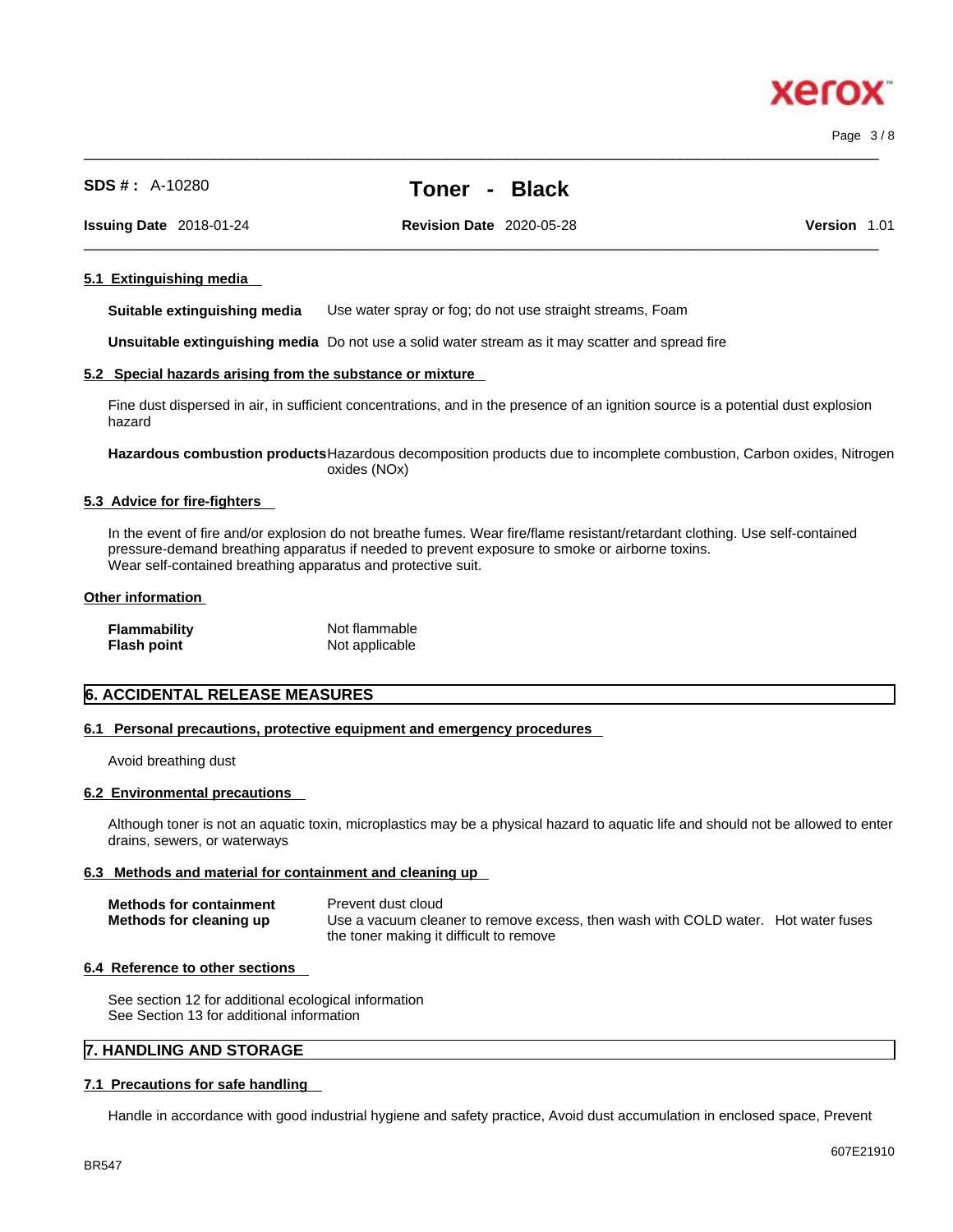#### 5.1 Extinguishing media

**Suitable extinguishing media** Use water spray or fog; do not use straight streams, Foam

**Unsuitable extinguishing media** Do not use a solid water stream as it may scatter and spread fire

#### 5.2 Special hazards arising from the substance or mixture

Fine dust dispersed in air, in sufficient concentrations, and in the presence of an ignition source is a potential dust explosion hazard

**Hazardous combustion products** Hazardous decomposition products due to incomplete combustion, Carbon oxides, Nitrogen oxides (NOx)

#### 5.3 Advice for fire-fighters

In the event of fire and/or explosion do not breathe fumes. Wear fire/flame resistant/retardant clothing. Use self-contained pressure-demand breathing apparatus if needed to prevent exposure to smoke or airborne toxins.
Wear self-contained breathing apparatus and protective suit.

#### Other information

| | |
|---|---|
| **Flammability** | Not flammable |
| **Flash point** | Not applicable |

## 6. ACCIDENTAL RELEASE MEASURES

#### 6.1 Personal precautions, protective equipment and emergency procedures

Avoid breathing dust

#### 6.2 Environmental precautions

Although toner is not an aquatic toxin, microplastics may be a physical hazard to aquatic life and should not be allowed to enter drains, sewers, or waterways

#### 6.3 Methods and material for containment and cleaning up

| | |
|---|---|
| **Methods for containment** | Prevent dust cloud |
| **Methods for cleaning up** | Use a vacuum cleaner to remove excess, then wash with COLD water. Hot water fuses the toner making it difficult to remove |

#### 6.4 Reference to other sections

See section 12 for additional ecological information
See Section 13 for additional information

## 7. HANDLING AND STORAGE

#### 7.1 Precautions for safe handling

Handle in accordance with good industrial hygiene and safety practice, Avoid dust accumulation in enclosed space, Prevent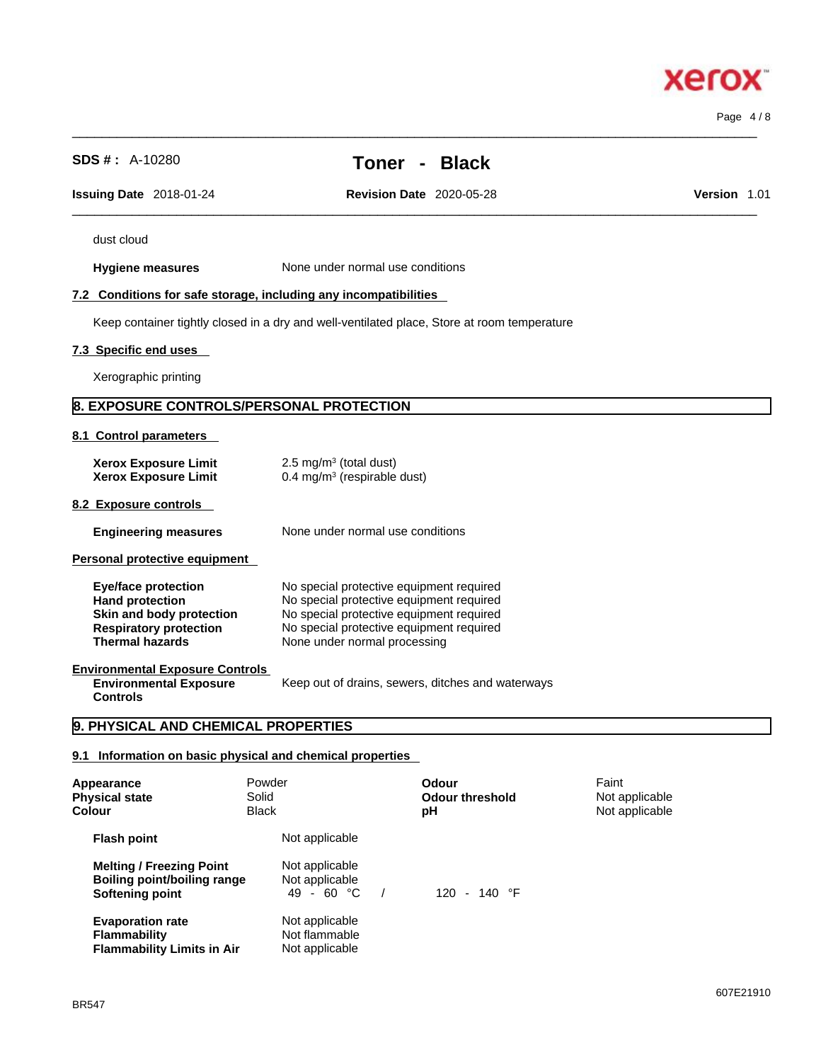dust cloud

**Hygiene measures** None under normal use conditions

### 7.2 Conditions for safe storage, including any incompatibilities

Keep container tightly closed in a dry and well-ventilated place, Store at room temperature

### 7.3 Specific end uses

Xerographic printing

## 8. EXPOSURE CONTROLS/PERSONAL PROTECTION

### 8.1 Control parameters

| | |
|---|---|
| **Xerox Exposure Limit** | 2.5 mg/m³ (total dust) |
| **Xerox Exposure Limit** | 0.4 mg/m³ (respirable dust) |

### 8.2 Exposure controls

**Engineering measures** None under normal use conditions

**Personal protective equipment**

| | |
|---|---|
| **Eye/face protection** | No special protective equipment required |
| **Hand protection** | No special protective equipment required |
| **Skin and body protection** | No special protective equipment required |
| **Respiratory protection** | No special protective equipment required |
| **Thermal hazards** | None under normal processing |

**Environmental Exposure Controls**

**Environmental Exposure Controls** Keep out of drains, sewers, ditches and waterways

## 9. PHYSICAL AND CHEMICAL PROPERTIES

### 9.1 Information on basic physical and chemical properties

| | | | |
|---|---|---|---|
| **Appearance** | Powder | **Odour** | Faint |
| **Physical state** | Solid | **Odour threshold** | Not applicable |
| **Colour** | Black | **pH** | Not applicable |

| | |
|---|---|
| **Flash point** | Not applicable |
| **Melting / Freezing Point** | Not applicable |
| **Boiling point/boiling range** | Not applicable |
| **Softening point** | 49 - 60 °C / 120 - 140 °F |
| **Evaporation rate** | Not applicable |
| **Flammability** | Not flammable |
| **Flammability Limits in Air** | Not applicable |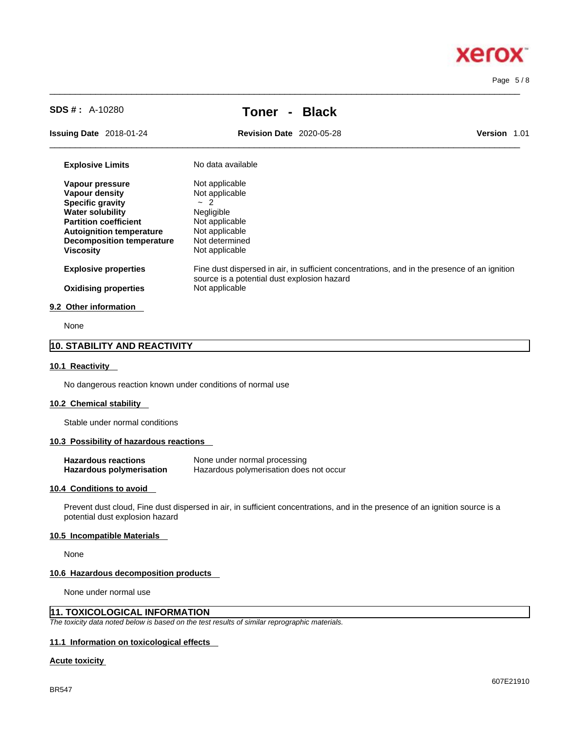| | |
|---|---|
| **Explosive Limits** | No data available |
| **Vapour pressure** | Not applicable |
| **Vapour density** | Not applicable |
| **Specific gravity** | ~ 2 |
| **Water solubility** | Negligible |
| **Partition coefficient** | Not applicable |
| **Autoignition temperature** | Not applicable |
| **Decomposition temperature** | Not determined |
| **Viscosity** | Not applicable |
| **Explosive properties** | Fine dust dispersed in air, in sufficient concentrations, and in the presence of an ignition source is a potential dust explosion hazard |
| **Oxidising properties** | Not applicable |

### 9.2 Other information

None

## 10. STABILITY AND REACTIVITY

### 10.1 Reactivity

No dangerous reaction known under conditions of normal use

### 10.2 Chemical stability

Stable under normal conditions

### 10.3 Possibility of hazardous reactions

| | |
|---|---|
| **Hazardous reactions** | None under normal processing |
| **Hazardous polymerisation** | Hazardous polymerisation does not occur |

### 10.4 Conditions to avoid

Prevent dust cloud, Fine dust dispersed in air, in sufficient concentrations, and in the presence of an ignition source is a potential dust explosion hazard

### 10.5 Incompatible Materials

None

### 10.6 Hazardous decomposition products

None under normal use

## 11. TOXICOLOGICAL INFORMATION

*The toxicity data noted below is based on the test results of similar reprographic materials.*

### 11.1 Information on toxicological effects

**Acute toxicity**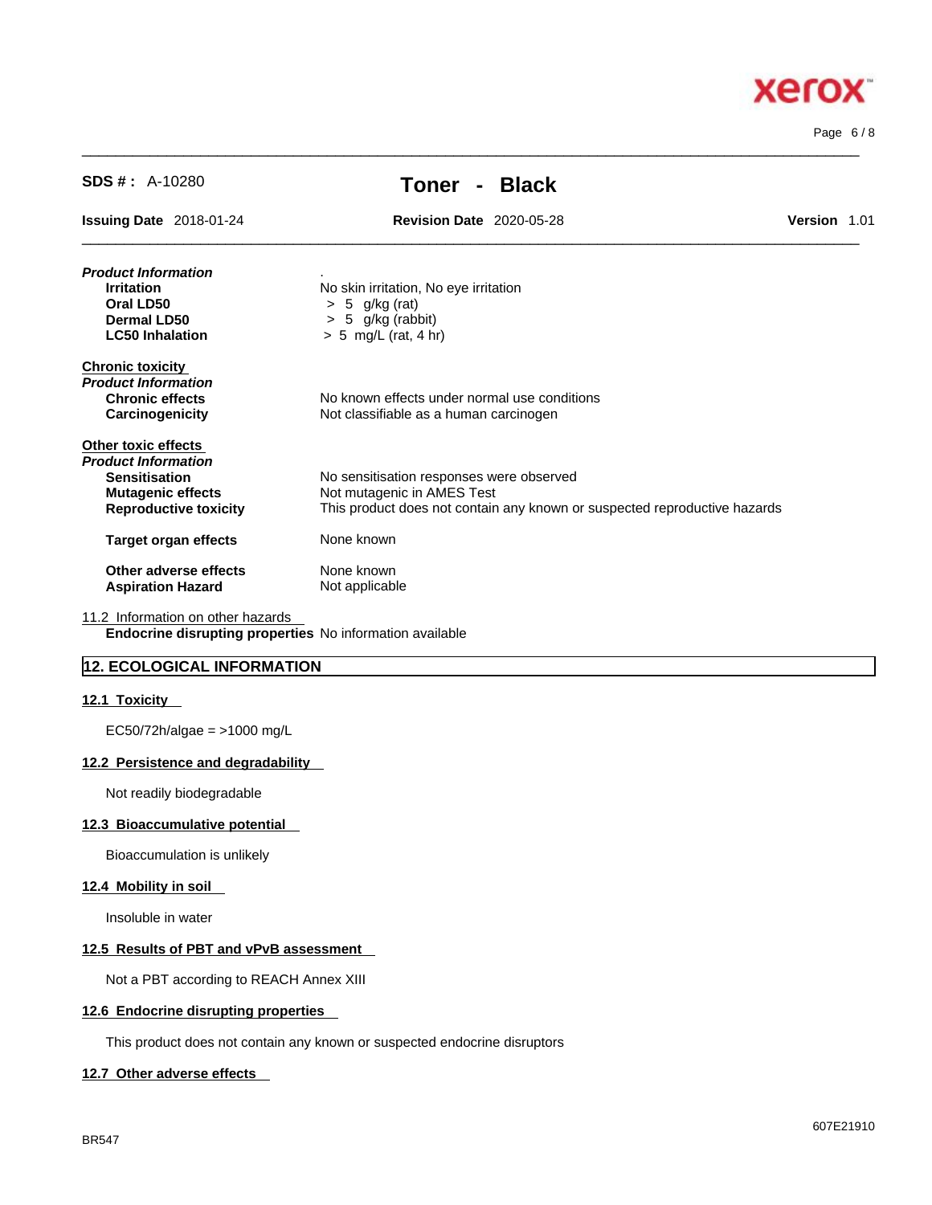| | |
|---|---|
| ***Product Information*** | . |
| **Irritation** | No skin irritation, No eye irritation |
| **Oral LD50** | > 5 g/kg (rat) |
| **Dermal LD50** | > 5 g/kg (rabbit) |
| **LC50 Inhalation** | > 5 mg/L (rat, 4 hr) |

**Chronic toxicity**

***Product Information***

| | |
|---|---|
| **Chronic effects** | No known effects under normal use conditions |
| **Carcinogenicity** | Not classifiable as a human carcinogen |

**Other toxic effects**

***Product Information***

| | |
|---|---|
| **Sensitisation** | No sensitisation responses were observed |
| **Mutagenic effects** | Not mutagenic in AMES Test |
| **Reproductive toxicity** | This product does not contain any known or suspected reproductive hazards |
| **Target organ effects** | None known |
| **Other adverse effects** | None known |
| **Aspiration Hazard** | Not applicable |

11.2 Information on other hazards

**Endocrine disrupting properties** No information available

## 12. ECOLOGICAL INFORMATION

### 12.1 Toxicity

EC50/72h/algae = >1000 mg/L

### 12.2 Persistence and degradability

Not readily biodegradable

### 12.3 Bioaccumulative potential

Bioaccumulation is unlikely

### 12.4 Mobility in soil

Insoluble in water

### 12.5 Results of PBT and vPvB assessment

Not a PBT according to REACH Annex XIII

### 12.6 Endocrine disrupting properties

This product does not contain any known or suspected endocrine disruptors

### 12.7 Other adverse effects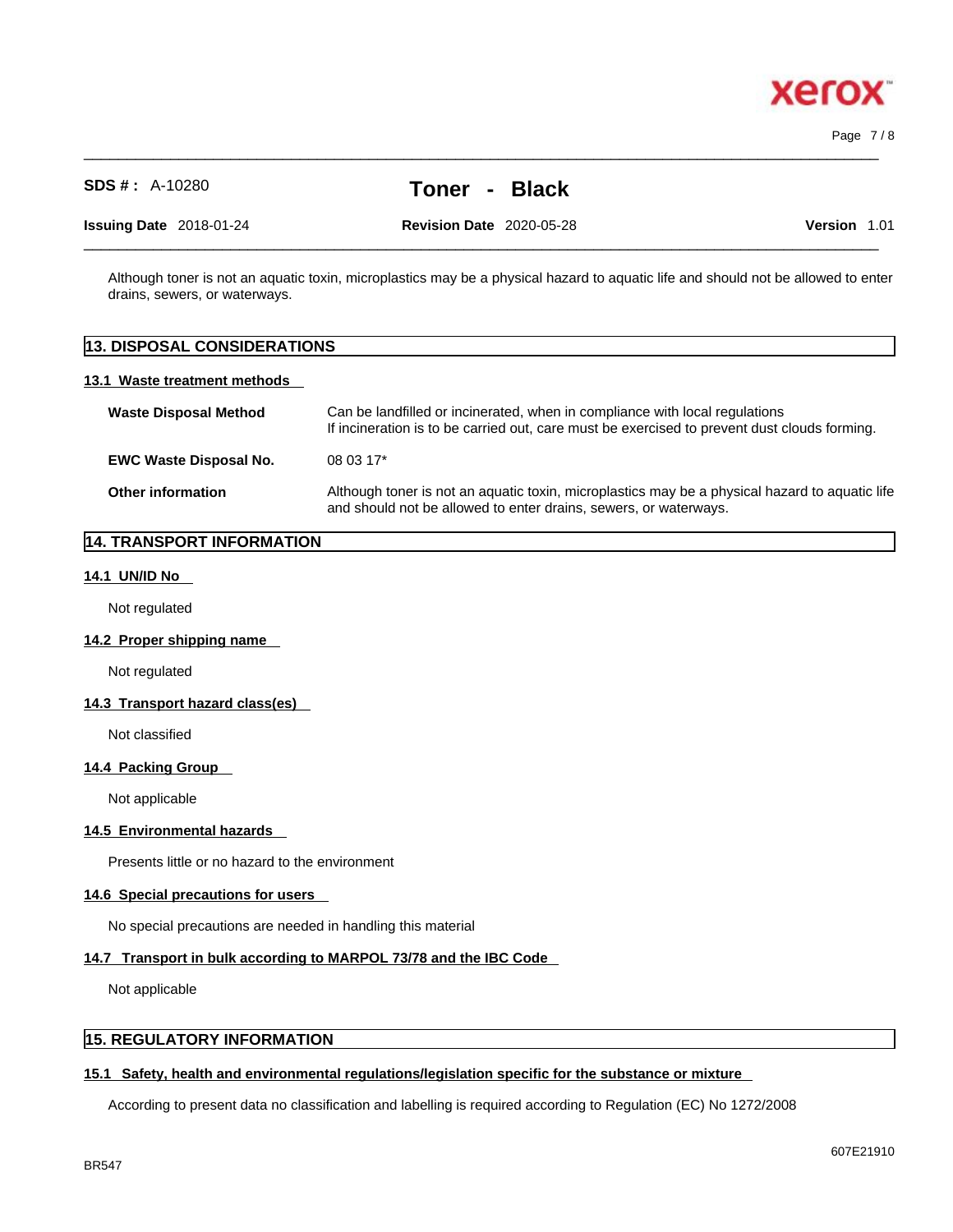Although toner is not an aquatic toxin, microplastics may be a physical hazard to aquatic life and should not be allowed to enter drains, sewers, or waterways.

## 13. DISPOSAL CONSIDERATIONS

### 13.1 Waste treatment methods

**Waste Disposal Method** — Can be landfilled or incinerated, when in compliance with local regulations
If incineration is to be carried out, care must be exercised to prevent dust clouds forming.

**EWC Waste Disposal No.** — 08 03 17*

**Other information** — Although toner is not an aquatic toxin, microplastics may be a physical hazard to aquatic life and should not be allowed to enter drains, sewers, or waterways.

## 14. TRANSPORT INFORMATION

### 14.1 UN/ID No

Not regulated

### 14.2 Proper shipping name

Not regulated

### 14.3 Transport hazard class(es)

Not classified

### 14.4 Packing Group

Not applicable

### 14.5 Environmental hazards

Presents little or no hazard to the environment

### 14.6 Special precautions for users

No special precautions are needed in handling this material

### 14.7 Transport in bulk according to MARPOL 73/78 and the IBC Code

Not applicable

## 15. REGULATORY INFORMATION

### 15.1 Safety, health and environmental regulations/legislation specific for the substance or mixture

According to present data no classification and labelling is required according to Regulation (EC) No 1272/2008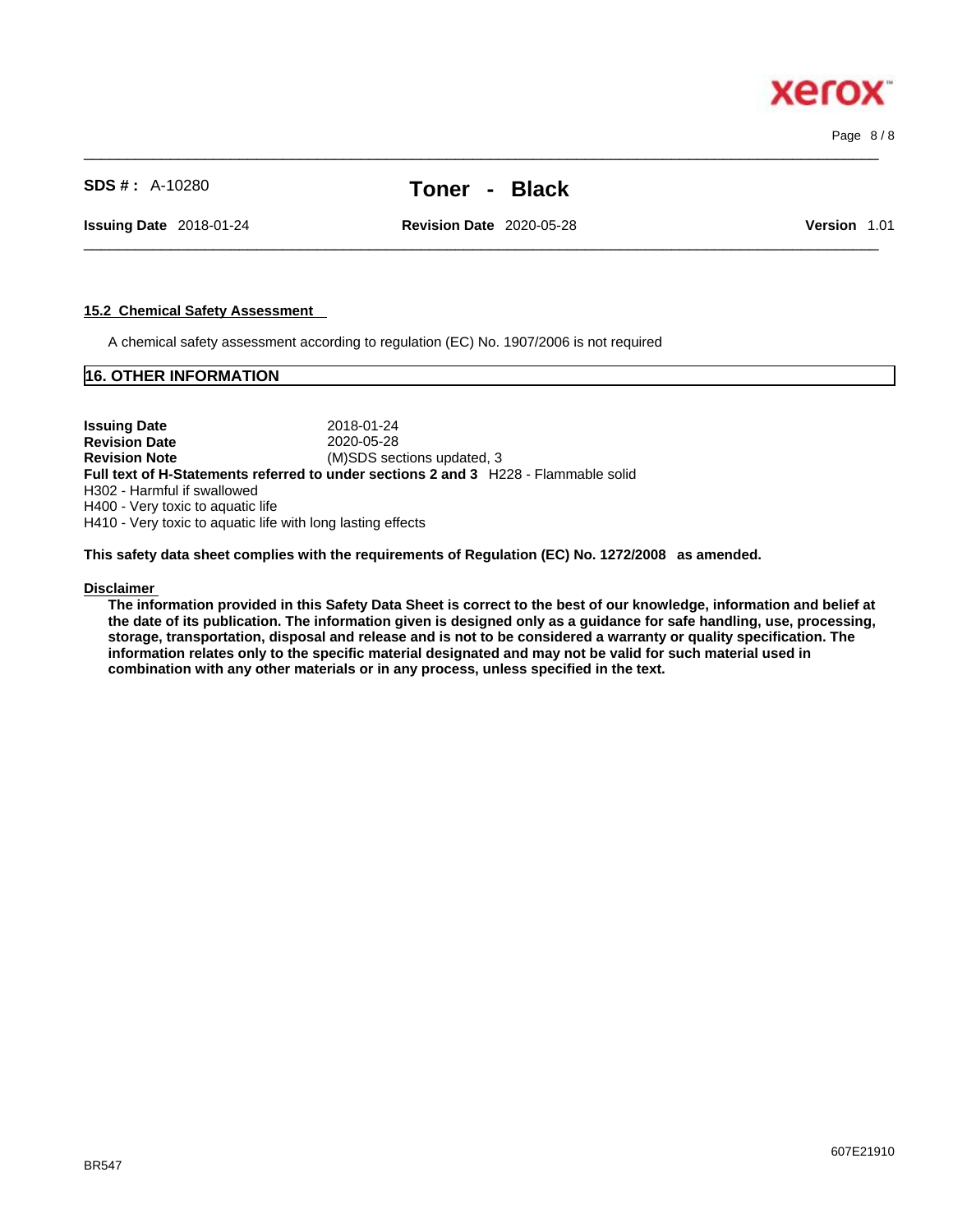### 15.2 Chemical Safety Assessment

A chemical safety assessment according to regulation (EC) No. 1907/2006 is not required

## 16. OTHER INFORMATION

**Issuing Date** 2018-01-24
**Revision Date** 2020-05-28
**Revision Note** (M)SDS sections updated, 3
**Full text of H-Statements referred to under sections 2 and 3** H228 - Flammable solid
H302 - Harmful if swallowed
H400 - Very toxic to aquatic life
H410 - Very toxic to aquatic life with long lasting effects

**This safety data sheet complies with the requirements of Regulation (EC) No. 1272/2008 as amended.**

**Disclaimer**

**The information provided in this Safety Data Sheet is correct to the best of our knowledge, information and belief at the date of its publication. The information given is designed only as a guidance for safe handling, use, processing, storage, transportation, disposal and release and is not to be considered a warranty or quality specification. The information relates only to the specific material designated and may not be valid for such material used in combination with any other materials or in any process, unless specified in the text.**